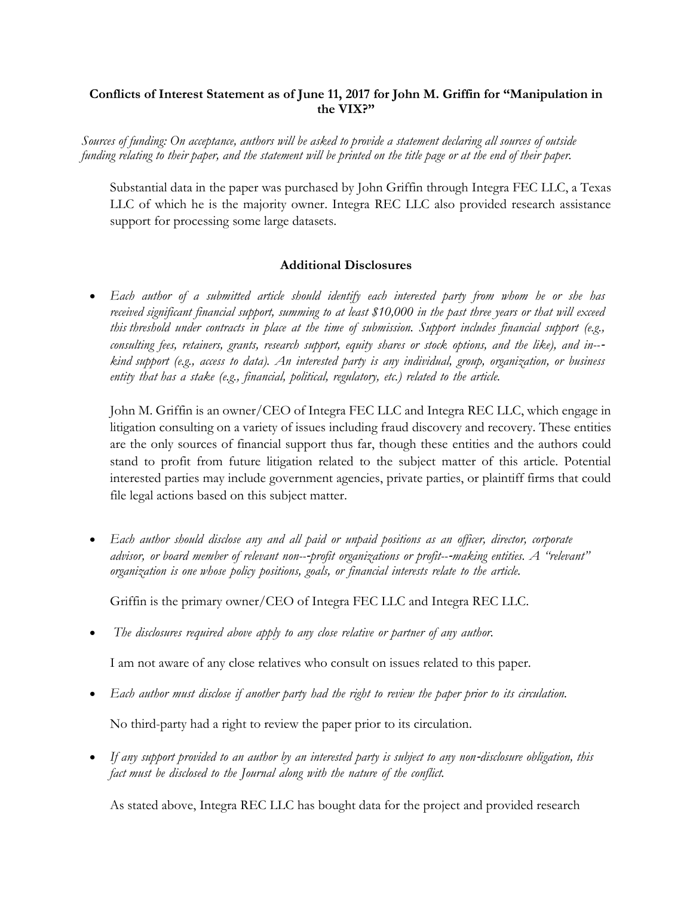**Conflicts of Interest Statement as of June 11, 2017 for John M. Griffin for "Manipulation in the VIX?"**

*Sources of funding: On acceptance, authors will be asked to provide a statement declaring all sources of outside funding relating to their paper, and the statement will be printed on the title page or at the end of their paper.*

Substantial data in the paper was purchased by John Griffin through Integra FEC LLC, a Texas LLC of which he is the majority owner. Integra REC LLC also provided research assistance support for processing some large datasets.

**Additional Disclosures**

- *Each author of a submitted article should identify each interested party from whom he or she has received significant financial support, summing to at least $10,000 in the past three years or that will exceed this threshold under contracts in place at the time of submission. Support includes financial support (e.g., consulting fees, retainers, grants, research support, equity shares or stock options, and the like), and in--kind support (e.g., access to data). An interested party is any individual, group, organization, or business entity that has a stake (e.g., financial, political, regulatory, etc.) related to the article.*

  John M. Griffin is an owner/CEO of Integra FEC LLC and Integra REC LLC, which engage in litigation consulting on a variety of issues including fraud discovery and recovery. These entities are the only sources of financial support thus far, though these entities and the authors could stand to profit from future litigation related to the subject matter of this article. Potential interested parties may include government agencies, private parties, or plaintiff firms that could file legal actions based on this subject matter.

- *Each author should disclose any and all paid or unpaid positions as an officer, director, corporate advisor, or board member of relevant non--profit organizations or profit--making entities. A "relevant" organization is one whose policy positions, goals, or financial interests relate to the article.*

  Griffin is the primary owner/CEO of Integra FEC LLC and Integra REC LLC.

- *The disclosures required above apply to any close relative or partner of any author.*

  I am not aware of any close relatives who consult on issues related to this paper.

- *Each author must disclose if another party had the right to review the paper prior to its circulation.*

  No third-party had a right to review the paper prior to its circulation.

- *If any support provided to an author by an interested party is subject to any non-disclosure obligation, this fact must be disclosed to the Journal along with the nature of the conflict.*

  As stated above, Integra REC LLC has bought data for the project and provided research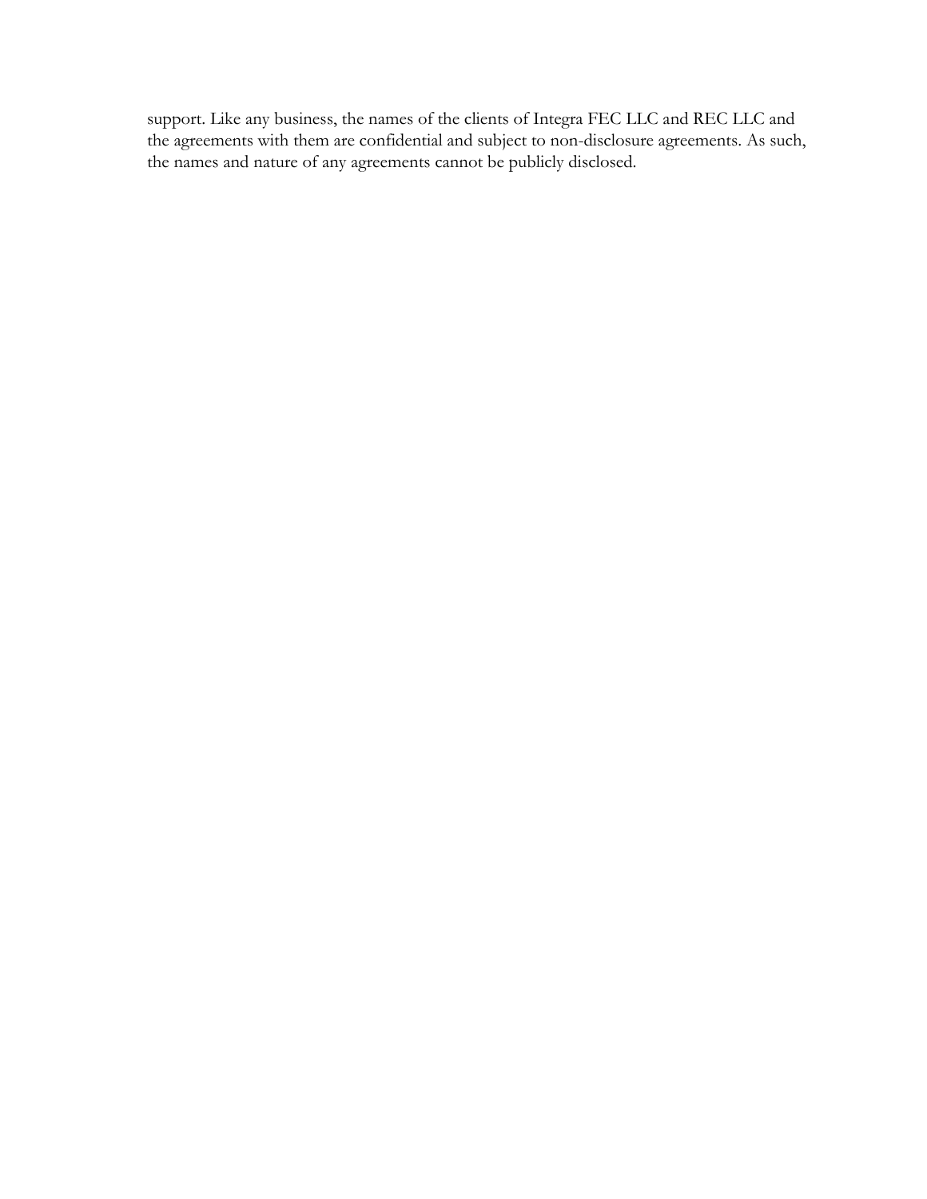support. Like any business, the names of the clients of Integra FEC LLC and REC LLC and the agreements with them are confidential and subject to non-disclosure agreements. As such, the names and nature of any agreements cannot be publicly disclosed.